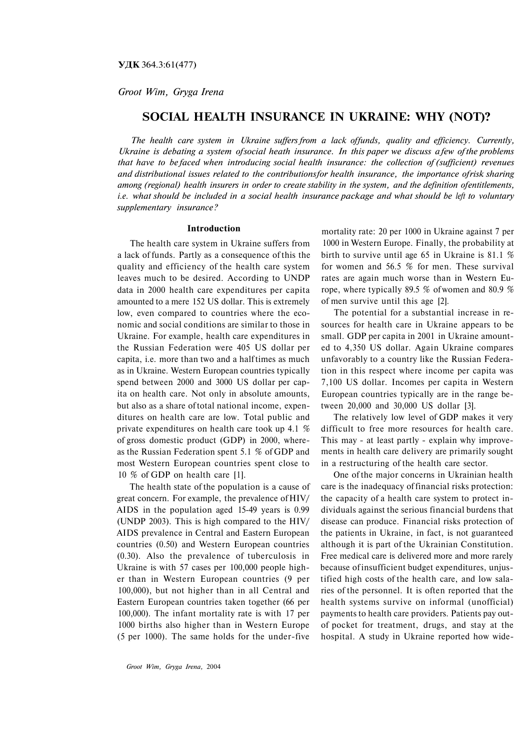**УДК** 364.3:61(477)

*Groot Wim, Gryga Irena*

# SOCIAL HEALTH INSURANCE IN UKRAINE: WHY (NOT)?

*The health care system in Ukraine suffers from a lack offunds, quality and efficiency. Currently, Ukraine is debating a system ofsocial heath insurance. In this paper we discuss a few of the problems that have to be faced when introducing social health insurance: the collection of (sufficient) revenues and distributional issues related to the contributionsfor health insurance, the importance ofrisk sharing among (regional) health insurers in order to create stability in the system, and the definition ofentitlements, i.e. what should be included in a social health insurance package and what should be left to voluntary supplementary insurance?*

## Introduction

The health care system in Ukraine suffers from a lack of funds. Partly as a consequence of this the quality and efficiency of the health care system leaves much to be desired. According to UNDP data in 2000 health care expenditures per capita amounted to a mere 152 US dollar. This is extremely low, even compared to countries where the economic and social conditions are similar to those in Ukraine. For example, health care expenditures in the Russian Federation were 405 US dollar per capita, i.e. more than two and a half times as much as in Ukraine. Western European countries typically spend between 2000 and 3000 US dollar per capita on health care. Not only in absolute amounts, but also as a share of total national income, expenditures on health care are low. Total public and private expenditures on health care took up 4.1 % of gross domestic product (GDP) in 2000, whereas the Russian Federation spent 5.1 % of GDP and most Western European countries spent close to 10 % of GDP on health care [1].

The health state of the population is a cause of great concern. For example, the prevalence of HIV/AIDS in the population aged 15-49 years is 0.99 (UNDP 2003). This is high compared to the HIV/AIDS prevalence in Central and Eastern European countries (0.50) and Western European countries (0.30). Also the prevalence of tuberculosis in Ukraine is with 57 cases per 100,000 people higher than in Western European countries (9 per 100,000), but not higher than in all Central and Eastern European countries taken together (66 per 100,000). The infant mortality rate is with 17 per 1000 births also higher than in Western Europe (5 per 1000). The same holds for the under-five mortality rate: 20 per 1000 in Ukraine against 7 per 1000 in Western Europe. Finally, the probability at birth to survive until age 65 in Ukraine is 81.1 % for women and 56.5 % for men. These survival rates are again much worse than in Western Europe, where typically 89.5 % of women and 80.9 % of men survive until this age [2].

The potential for a substantial increase in resources for health care in Ukraine appears to be small. GDP per capita in 2001 in Ukraine amounted to 4,350 US dollar. Again Ukraine compares unfavorably to a country like the Russian Federation in this respect where income per capita was 7,100 US dollar. Incomes per capita in Western European countries typically are in the range between 20,000 and 30,000 US dollar [3].

The relatively low level of GDP makes it very difficult to free more resources for health care. This may - at least partly - explain why improvements in health care delivery are primarily sought in a restructuring of the health care sector.

One of the major concerns in Ukrainian health care is the inadequacy of financial risks protection: the capacity of a health care system to protect individuals against the serious financial burdens that disease can produce. Financial risks protection of the patients in Ukraine, in fact, is not guaranteed although it is part of the Ukrainian Constitution. Free medical care is delivered more and more rarely because of insufficient budget expenditures, unjustified high costs of the health care, and low salaries of the personnel. It is often reported that the health systems survive on informal (unofficial) payments to health care providers. Patients pay out-of pocket for treatment, drugs, and stay at the hospital. A study in Ukraine reported how wide-

*Groot Wim, Gryga Irena,* 2004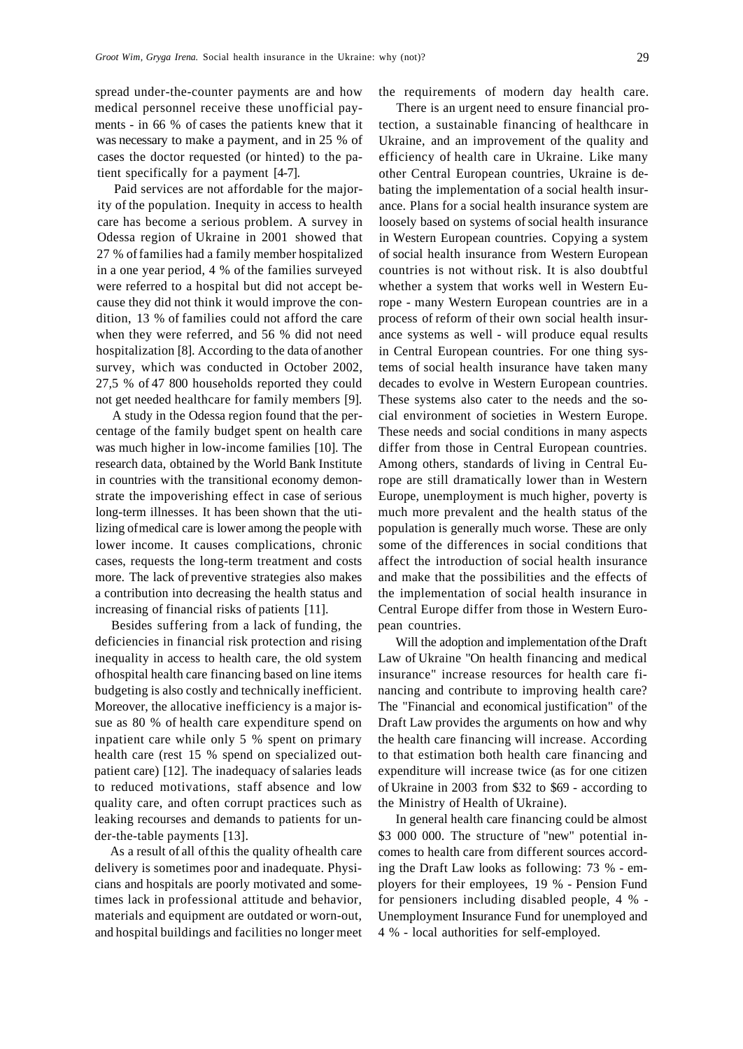spread under-the-counter payments are and how medical personnel receive these unofficial payments - in 66 % of cases the patients knew that it was necessary to make a payment, and in 25 % of cases the doctor requested (or hinted) to the patient specifically for a payment [4-7].

Paid services are not affordable for the majority of the population. Inequity in access to health care has become a serious problem. A survey in Odessa region of Ukraine in 2001 showed that 27 % of families had a family member hospitalized in a one year period, 4 % of the families surveyed were referred to a hospital but did not accept because they did not think it would improve the condition, 13 % of families could not afford the care when they were referred, and 56 % did not need hospitalization [8]. According to the data of another survey, which was conducted in October 2002, 27,5 % of 47 800 households reported they could not get needed healthcare for family members [9].

A study in the Odessa region found that the percentage of the family budget spent on health care was much higher in low-income families [10]. The research data, obtained by the World Bank Institute in countries with the transitional economy demonstrate the impoverishing effect in case of serious long-term illnesses. It has been shown that the utilizing of medical care is lower among the people with lower income. It causes complications, chronic cases, requests the long-term treatment and costs more. The lack of preventive strategies also makes a contribution into decreasing the health status and increasing of financial risks of patients [11].

Besides suffering from a lack of funding, the deficiencies in financial risk protection and rising inequality in access to health care, the old system of hospital health care financing based on line items budgeting is also costly and technically inefficient. Moreover, the allocative inefficiency is a major issue as 80 % of health care expenditure spend on inpatient care while only 5 % spent on primary health care (rest 15 % spend on specialized outpatient care) [12]. The inadequacy of salaries leads to reduced motivations, staff absence and low quality care, and often corrupt practices such as leaking recourses and demands to patients for under-the-table payments [13].

As a result of all of this the quality of health care delivery is sometimes poor and inadequate. Physicians and hospitals are poorly motivated and sometimes lack in professional attitude and behavior, materials and equipment are outdated or worn-out, and hospital buildings and facilities no longer meet the requirements of modern day health care.

There is an urgent need to ensure financial protection, a sustainable financing of healthcare in Ukraine, and an improvement of the quality and efficiency of health care in Ukraine. Like many other Central European countries, Ukraine is debating the implementation of a social health insurance. Plans for a social health insurance system are loosely based on systems of social health insurance in Western European countries. Copying a system of social health insurance from Western European countries is not without risk. It is also doubtful whether a system that works well in Western Europe - many Western European countries are in a process of reform of their own social health insurance systems as well - will produce equal results in Central European countries. For one thing systems of social health insurance have taken many decades to evolve in Western European countries. These systems also cater to the needs and the social environment of societies in Western Europe. These needs and social conditions in many aspects differ from those in Central European countries. Among others, standards of living in Central Europe are still dramatically lower than in Western Europe, unemployment is much higher, poverty is much more prevalent and the health status of the population is generally much worse. These are only some of the differences in social conditions that affect the introduction of social health insurance and make that the possibilities and the effects of the implementation of social health insurance in Central Europe differ from those in Western European countries.

Will the adoption and implementation of the Draft Law of Ukraine "On health financing and medical insurance" increase resources for health care financing and contribute to improving health care? The "Financial and economical justification" of the Draft Law provides the arguments on how and why the health care financing will increase. According to that estimation both health care financing and expenditure will increase twice (as for one citizen of Ukraine in 2003 from $32 to $69 - according to the Ministry of Health of Ukraine).

In general health care financing could be almost $3 000 000. The structure of "new" potential incomes to health care from different sources according the Draft Law looks as following: 73 % - employers for their employees, 19 % - Pension Fund for pensioners including disabled people, 4 % - Unemployment Insurance Fund for unemployed and 4 % - local authorities for self-employed.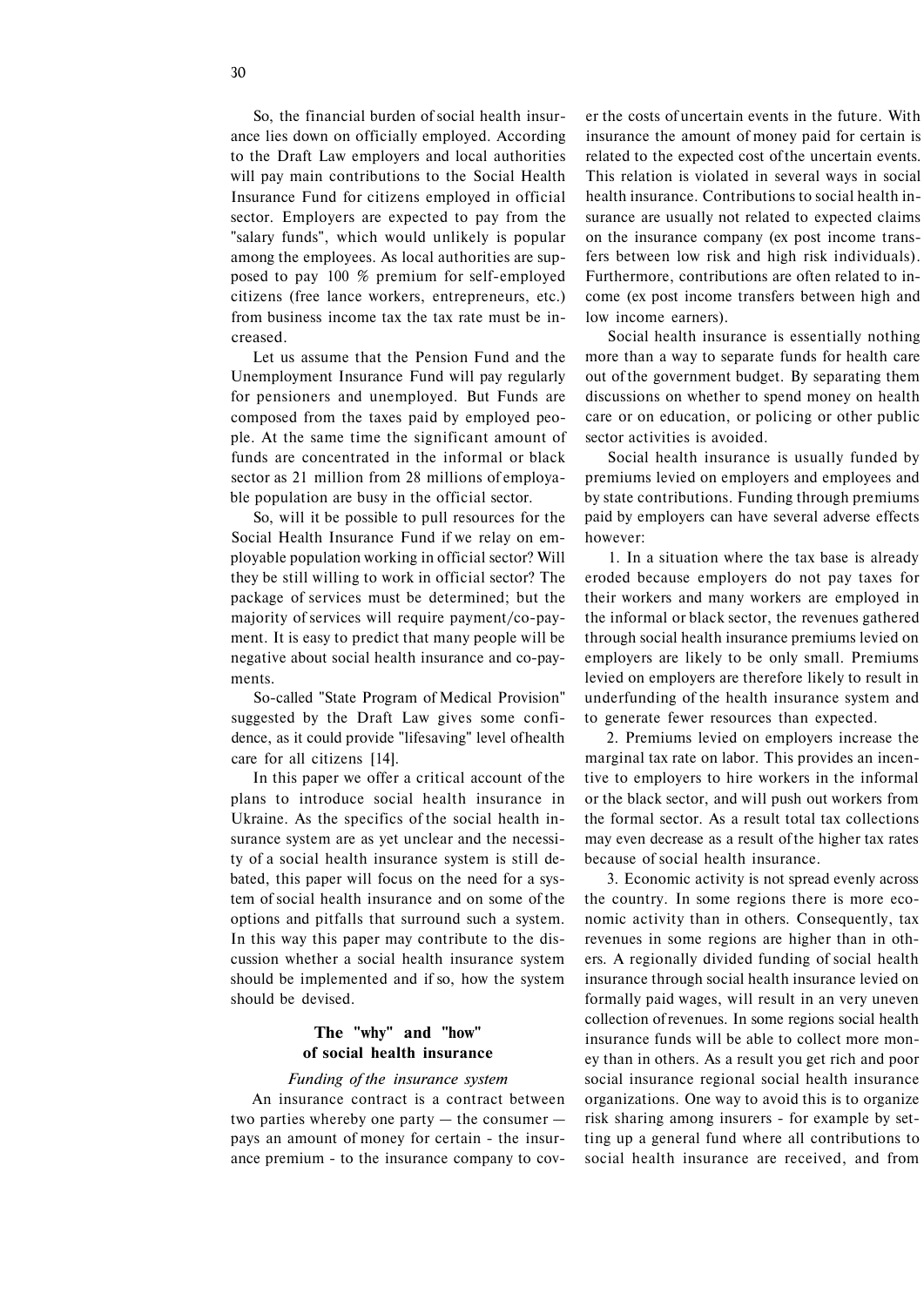So, the financial burden of social health insurance lies down on officially employed. According to the Draft Law employers and local authorities will pay main contributions to the Social Health Insurance Fund for citizens employed in official sector. Employers are expected to pay from the "salary funds", which would unlikely is popular among the employees. As local authorities are supposed to pay 100 % premium for self-employed citizens (free lance workers, entrepreneurs, etc.) from business income tax the tax rate must be increased.

Let us assume that the Pension Fund and the Unemployment Insurance Fund will pay regularly for pensioners and unemployed. But Funds are composed from the taxes paid by employed people. At the same time the significant amount of funds are concentrated in the informal or black sector as 21 million from 28 millions of employable population are busy in the official sector.

So, will it be possible to pull resources for the Social Health Insurance Fund if we relay on employable population working in official sector? Will they be still willing to work in official sector? The package of services must be determined; but the majority of services will require payment/co-payment. It is easy to predict that many people will be negative about social health insurance and co-payments.

So-called "State Program of Medical Provision" suggested by the Draft Law gives some confidence, as it could provide "lifesaving" level of health care for all citizens [14].

In this paper we offer a critical account of the plans to introduce social health insurance in Ukraine. As the specifics of the social health insurance system are as yet unclear and the necessity of a social health insurance system is still debated, this paper will focus on the need for a system of social health insurance and on some of the options and pitfalls that surround such a system. In this way this paper may contribute to the discussion whether a social health insurance system should be implemented and if so, how the system should be devised.

## The "why" and "how" of social health insurance

### *Funding of the insurance system*

An insurance contract is a contract between two parties whereby one party — the consumer — pays an amount of money for certain - the insurance premium - to the insurance company to cover the costs of uncertain events in the future. With insurance the amount of money paid for certain is related to the expected cost of the uncertain events. This relation is violated in several ways in social health insurance. Contributions to social health insurance are usually not related to expected claims on the insurance company (ex post income transfers between low risk and high risk individuals). Furthermore, contributions are often related to income (ex post income transfers between high and low income earners).

Social health insurance is essentially nothing more than a way to separate funds for health care out of the government budget. By separating them discussions on whether to spend money on health care or on education, or policing or other public sector activities is avoided.

Social health insurance is usually funded by premiums levied on employers and employees and by state contributions. Funding through premiums paid by employers can have several adverse effects however:

1. In a situation where the tax base is already eroded because employers do not pay taxes for their workers and many workers are employed in the informal or black sector, the revenues gathered through social health insurance premiums levied on employers are likely to be only small. Premiums levied on employers are therefore likely to result in underfunding of the health insurance system and to generate fewer resources than expected.

2. Premiums levied on employers increase the marginal tax rate on labor. This provides an incentive to employers to hire workers in the informal or the black sector, and will push out workers from the formal sector. As a result total tax collections may even decrease as a result of the higher tax rates because of social health insurance.

3. Economic activity is not spread evenly across the country. In some regions there is more economic activity than in others. Consequently, tax revenues in some regions are higher than in others. A regionally divided funding of social health insurance through social health insurance levied on formally paid wages, will result in an very uneven collection of revenues. In some regions social health insurance funds will be able to collect more money than in others. As a result you get rich and poor social insurance regional social health insurance organizations. One way to avoid this is to organize risk sharing among insurers - for example by setting up a general fund where all contributions to social health insurance are received, and from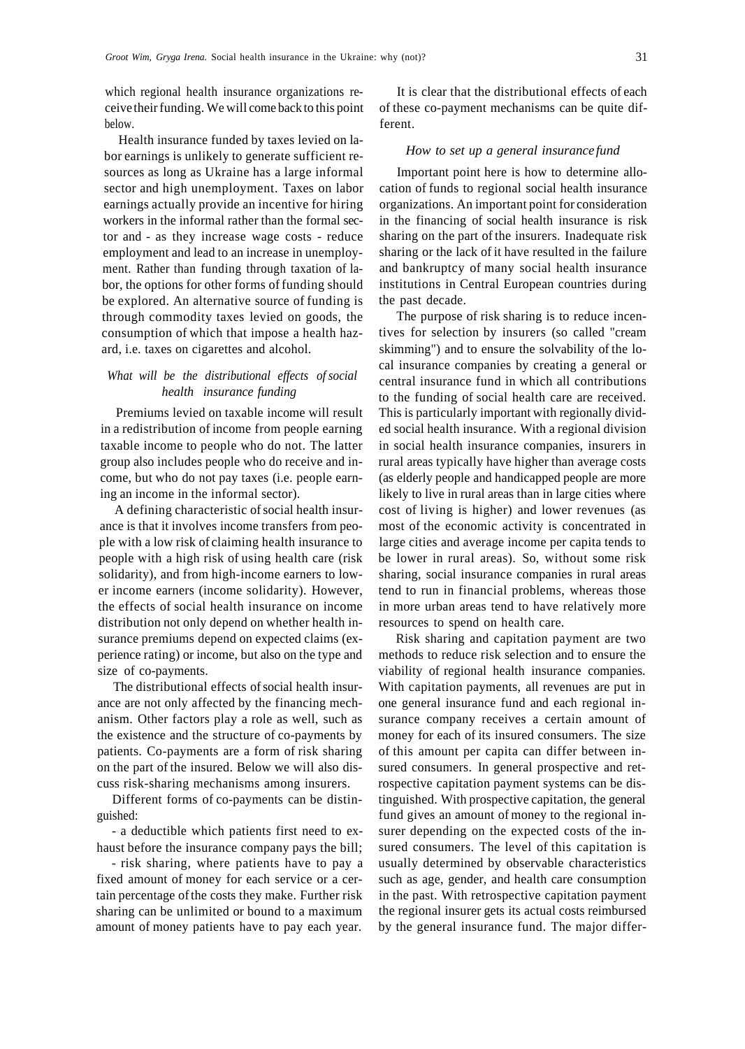which regional health insurance organizations receive their funding. We will come back to this point below.

Health insurance funded by taxes levied on labor earnings is unlikely to generate sufficient resources as long as Ukraine has a large informal sector and high unemployment. Taxes on labor earnings actually provide an incentive for hiring workers in the informal rather than the formal sector and - as they increase wage costs - reduce employment and lead to an increase in unemployment. Rather than funding through taxation of labor, the options for other forms of funding should be explored. An alternative source of funding is through commodity taxes levied on goods, the consumption of which that impose a health hazard, i.e. taxes on cigarettes and alcohol.

### *What will be the distributional effects of social health insurance funding*

Premiums levied on taxable income will result in a redistribution of income from people earning taxable income to people who do not. The latter group also includes people who do receive and income, but who do not pay taxes (i.e. people earning an income in the informal sector).

A defining characteristic of social health insurance is that it involves income transfers from people with a low risk of claiming health insurance to people with a high risk of using health care (risk solidarity), and from high-income earners to lower income earners (income solidarity). However, the effects of social health insurance on income distribution not only depend on whether health insurance premiums depend on expected claims (experience rating) or income, but also on the type and size of co-payments.

The distributional effects of social health insurance are not only affected by the financing mechanism. Other factors play a role as well, such as the existence and the structure of co-payments by patients. Co-payments are a form of risk sharing on the part of the insured. Below we will also discuss risk-sharing mechanisms among insurers.

Different forms of co-payments can be distinguished:

- a deductible which patients first need to exhaust before the insurance company pays the bill;
- risk sharing, where patients have to pay a fixed amount of money for each service or a certain percentage of the costs they make. Further risk sharing can be unlimited or bound to a maximum amount of money patients have to pay each year.

It is clear that the distributional effects of each of these co-payment mechanisms can be quite different.

### *How to set up a general insurance fund*

Important point here is how to determine allocation of funds to regional social health insurance organizations. An important point for consideration in the financing of social health insurance is risk sharing on the part of the insurers. Inadequate risk sharing or the lack of it have resulted in the failure and bankruptcy of many social health insurance institutions in Central European countries during the past decade.

The purpose of risk sharing is to reduce incentives for selection by insurers (so called "cream skimming") and to ensure the solvability of the local insurance companies by creating a general or central insurance fund in which all contributions to the funding of social health care are received. This is particularly important with regionally divided social health insurance. With a regional division in social health insurance companies, insurers in rural areas typically have higher than average costs (as elderly people and handicapped people are more likely to live in rural areas than in large cities where cost of living is higher) and lower revenues (as most of the economic activity is concentrated in large cities and average income per capita tends to be lower in rural areas). So, without some risk sharing, social insurance companies in rural areas tend to run in financial problems, whereas those in more urban areas tend to have relatively more resources to spend on health care.

Risk sharing and capitation payment are two methods to reduce risk selection and to ensure the viability of regional health insurance companies. With capitation payments, all revenues are put in one general insurance fund and each regional insurance company receives a certain amount of money for each of its insured consumers. The size of this amount per capita can differ between insured consumers. In general prospective and retrospective capitation payment systems can be distinguished. With prospective capitation, the general fund gives an amount of money to the regional insurer depending on the expected costs of the insured consumers. The level of this capitation is usually determined by observable characteristics such as age, gender, and health care consumption in the past. With retrospective capitation payment the regional insurer gets its actual costs reimbursed by the general insurance fund. The major differ-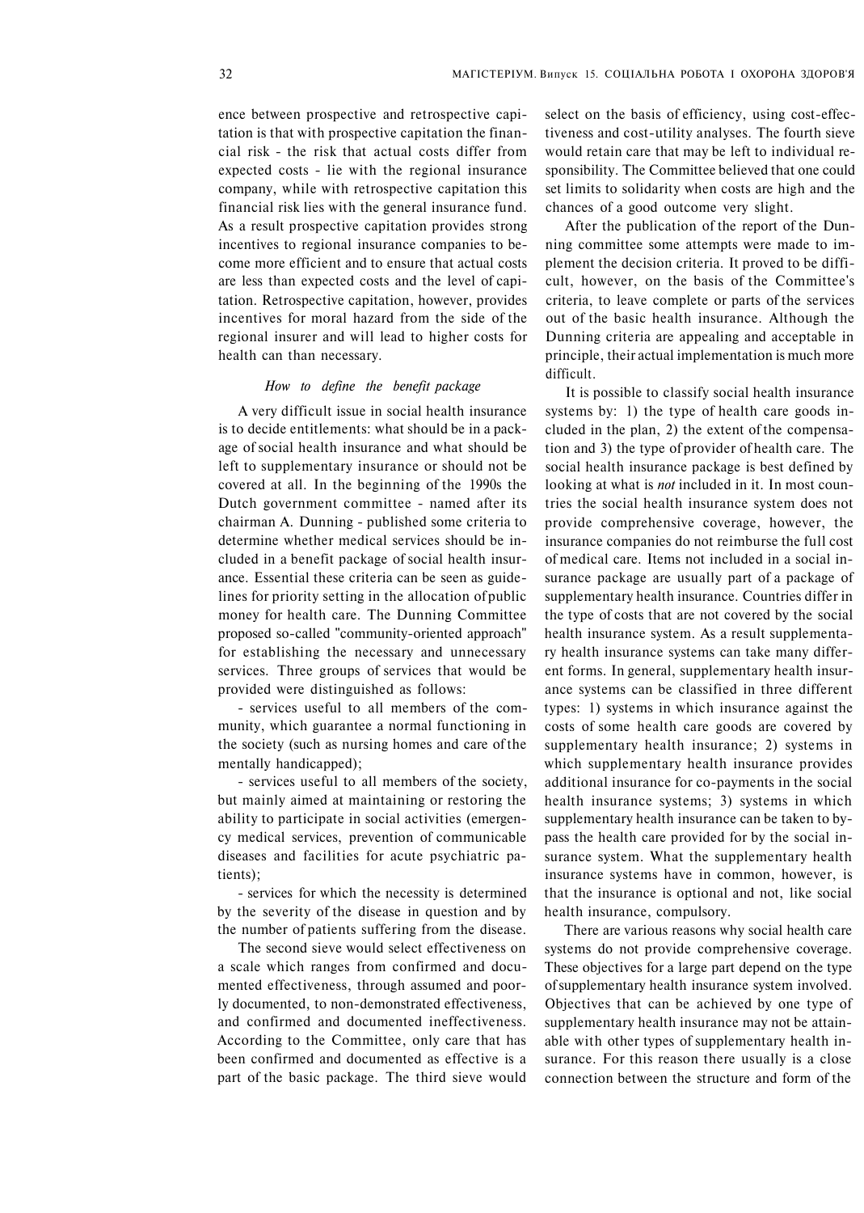ence between prospective and retrospective capitation is that with prospective capitation the financial risk - the risk that actual costs differ from expected costs - lie with the regional insurance company, while with retrospective capitation this financial risk lies with the general insurance fund. As a result prospective capitation provides strong incentives to regional insurance companies to become more efficient and to ensure that actual costs are less than expected costs and the level of capitation. Retrospective capitation, however, provides incentives for moral hazard from the side of the regional insurer and will lead to higher costs for health can than necessary.

### *How to define the benefit package*

A very difficult issue in social health insurance is to decide entitlements: what should be in a package of social health insurance and what should be left to supplementary insurance or should not be covered at all. In the beginning of the 1990s the Dutch government committee - named after its chairman A. Dunning - published some criteria to determine whether medical services should be included in a benefit package of social health insurance. Essential these criteria can be seen as guidelines for priority setting in the allocation of public money for health care. The Dunning Committee proposed so-called "community-oriented approach" for establishing the necessary and unnecessary services. Three groups of services that would be provided were distinguished as follows:

- services useful to all members of the community, which guarantee a normal functioning in the society (such as nursing homes and care of the mentally handicapped);

- services useful to all members of the society, but mainly aimed at maintaining or restoring the ability to participate in social activities (emergency medical services, prevention of communicable diseases and facilities for acute psychiatric patients);

- services for which the necessity is determined by the severity of the disease in question and by the number of patients suffering from the disease.

The second sieve would select effectiveness on a scale which ranges from confirmed and documented effectiveness, through assumed and poorly documented, to non-demonstrated effectiveness, and confirmed and documented ineffectiveness. According to the Committee, only care that has been confirmed and documented as effective is a part of the basic package. The third sieve would select on the basis of efficiency, using cost-effectiveness and cost-utility analyses. The fourth sieve would retain care that may be left to individual responsibility. The Committee believed that one could set limits to solidarity when costs are high and the chances of a good outcome very slight.

After the publication of the report of the Dunning committee some attempts were made to implement the decision criteria. It proved to be difficult, however, on the basis of the Committee's criteria, to leave complete or parts of the services out of the basic health insurance. Although the Dunning criteria are appealing and acceptable in principle, their actual implementation is much more difficult.

It is possible to classify social health insurance systems by: 1) the type of health care goods included in the plan, 2) the extent of the compensation and 3) the type of provider of health care. The social health insurance package is best defined by looking at what is *not* included in it. In most countries the social health insurance system does not provide comprehensive coverage, however, the insurance companies do not reimburse the full cost of medical care. Items not included in a social insurance package are usually part of a package of supplementary health insurance. Countries differ in the type of costs that are not covered by the social health insurance system. As a result supplementary health insurance systems can take many different forms. In general, supplementary health insurance systems can be classified in three different types: 1) systems in which insurance against the costs of some health care goods are covered by supplementary health insurance; 2) systems in which supplementary health insurance provides additional insurance for co-payments in the social health insurance systems; 3) systems in which supplementary health insurance can be taken to bypass the health care provided for by the social insurance system. What the supplementary health insurance systems have in common, however, is that the insurance is optional and not, like social health insurance, compulsory.

There are various reasons why social health care systems do not provide comprehensive coverage. These objectives for a large part depend on the type of supplementary health insurance system involved. Objectives that can be achieved by one type of supplementary health insurance may not be attainable with other types of supplementary health insurance. For this reason there usually is a close connection between the structure and form of the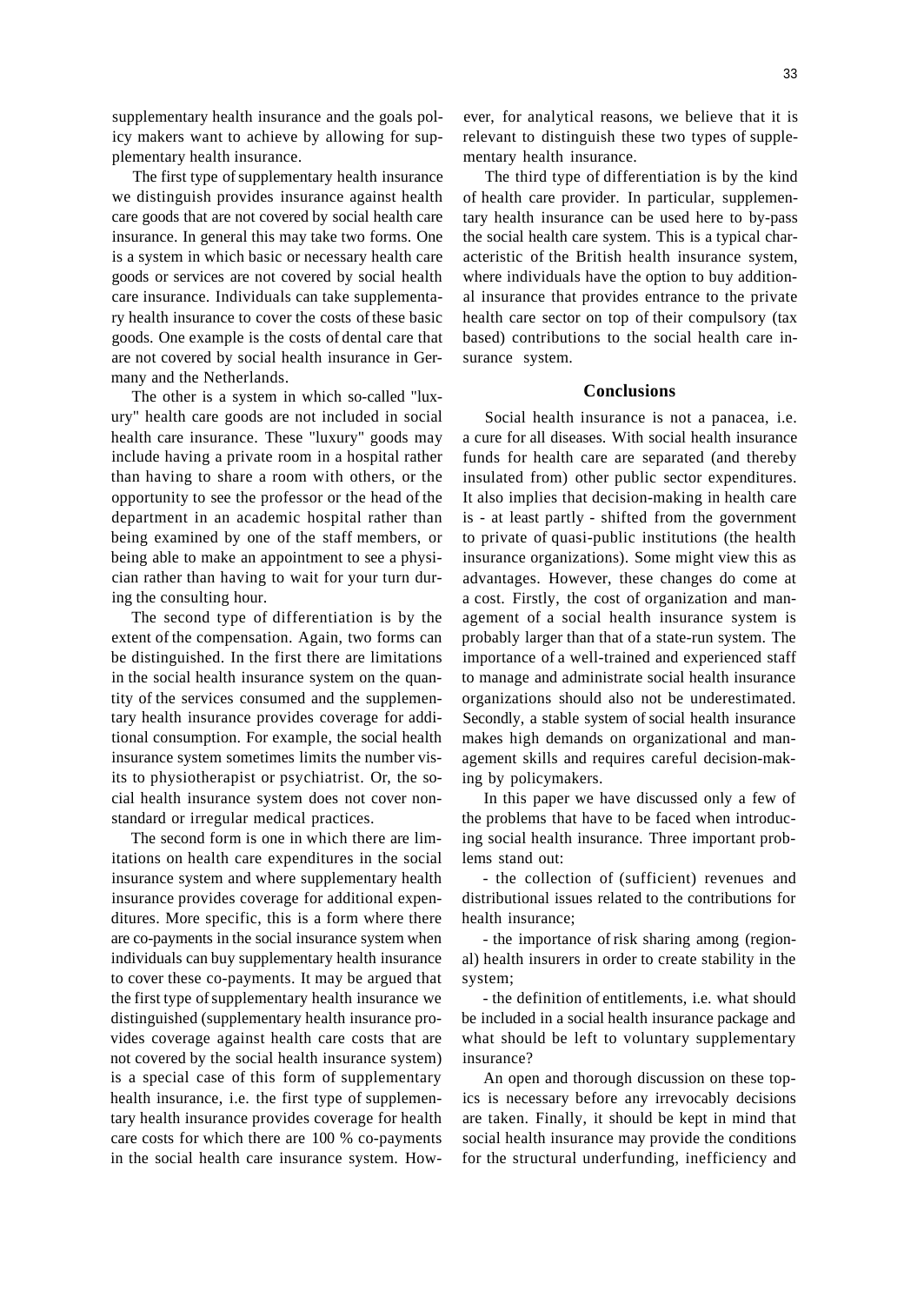supplementary health insurance and the goals policy makers want to achieve by allowing for supplementary health insurance.

The first type of supplementary health insurance we distinguish provides insurance against health care goods that are not covered by social health care insurance. In general this may take two forms. One is a system in which basic or necessary health care goods or services are not covered by social health care insurance. Individuals can take supplementary health insurance to cover the costs of these basic goods. One example is the costs of dental care that are not covered by social health insurance in Germany and the Netherlands.

The other is a system in which so-called "luxury" health care goods are not included in social health care insurance. These "luxury" goods may include having a private room in a hospital rather than having to share a room with others, or the opportunity to see the professor or the head of the department in an academic hospital rather than being examined by one of the staff members, or being able to make an appointment to see a physician rather than having to wait for your turn during the consulting hour.

The second type of differentiation is by the extent of the compensation. Again, two forms can be distinguished. In the first there are limitations in the social health insurance system on the quantity of the services consumed and the supplementary health insurance provides coverage for additional consumption. For example, the social health insurance system sometimes limits the number visits to physiotherapist or psychiatrist. Or, the social health insurance system does not cover non-standard or irregular medical practices.

The second form is one in which there are limitations on health care expenditures in the social insurance system and where supplementary health insurance provides coverage for additional expenditures. More specific, this is a form where there are co-payments in the social insurance system when individuals can buy supplementary health insurance to cover these co-payments. It may be argued that the first type of supplementary health insurance we distinguished (supplementary health insurance provides coverage against health care costs that are not covered by the social health insurance system) is a special case of this form of supplementary health insurance, i.e. the first type of supplementary health insurance provides coverage for health care costs for which there are 100 % co-payments in the social health care insurance system. However, for analytical reasons, we believe that it is relevant to distinguish these two types of supplementary health insurance.

The third type of differentiation is by the kind of health care provider. In particular, supplementary health insurance can be used here to by-pass the social health care system. This is a typical characteristic of the British health insurance system, where individuals have the option to buy additional insurance that provides entrance to the private health care sector on top of their compulsory (tax based) contributions to the social health care insurance system.

## Conclusions

Social health insurance is not a panacea, i.e. a cure for all diseases. With social health insurance funds for health care are separated (and thereby insulated from) other public sector expenditures. It also implies that decision-making in health care is - at least partly - shifted from the government to private of quasi-public institutions (the health insurance organizations). Some might view this as advantages. However, these changes do come at a cost. Firstly, the cost of organization and management of a social health insurance system is probably larger than that of a state-run system. The importance of a well-trained and experienced staff to manage and administrate social health insurance organizations should also not be underestimated. Secondly, a stable system of social health insurance makes high demands on organizational and management skills and requires careful decision-making by policymakers.

In this paper we have discussed only a few of the problems that have to be faced when introducing social health insurance. Three important problems stand out:

- the collection of (sufficient) revenues and distributional issues related to the contributions for health insurance;

- the importance of risk sharing among (regional) health insurers in order to create stability in the system;

- the definition of entitlements, i.e. what should be included in a social health insurance package and what should be left to voluntary supplementary insurance?

An open and thorough discussion on these topics is necessary before any irrevocably decisions are taken. Finally, it should be kept in mind that social health insurance may provide the conditions for the structural underfunding, inefficiency and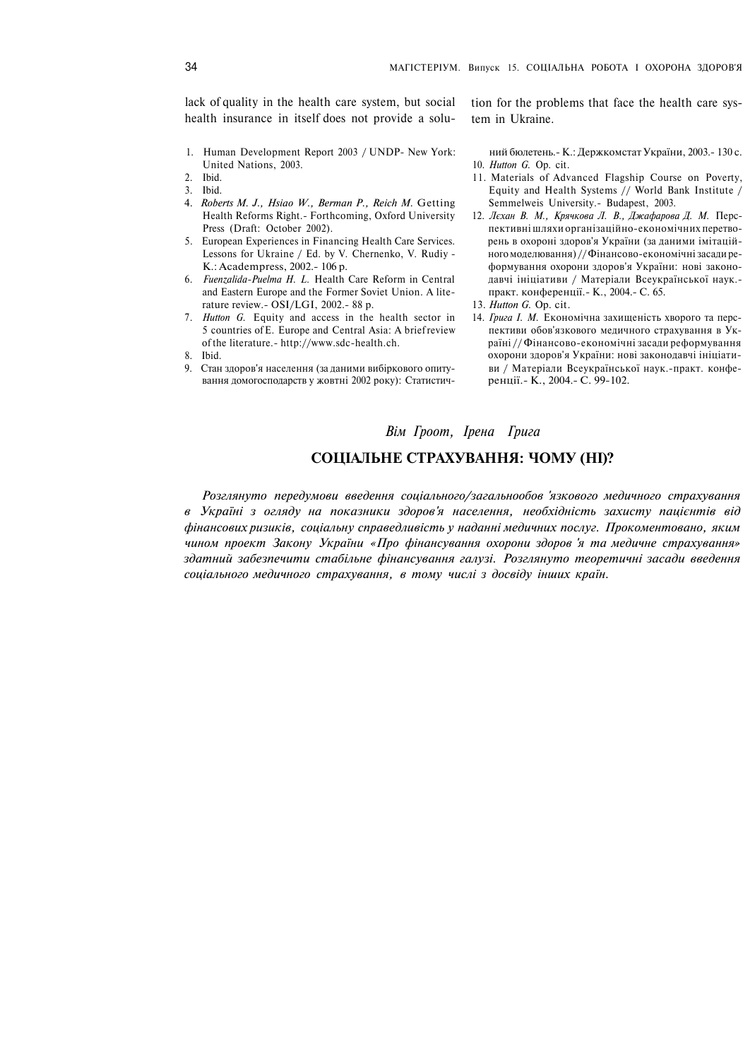lack of quality in the health care system, but social health insurance in itself does not provide a solution for the problems that face the health care system in Ukraine.

1. Human Development Report 2003 / UNDP- New York: United Nations, 2003.
2. Ibid.
3. Ibid.
4. *Roberts M. J., Hsiao W., Berman P., Reich M.* Getting Health Reforms Right.- Forthcoming, Oxford University Press (Draft: October 2002).
5. European Experiences in Financing Health Care Services. Lessons for Ukraine / Ed. by V. Chernenko, V. Rudiy - K.: Academpress, 2002.- 106 p.
6. *Fuenzalida-Puelma H. L.* Health Care Reform in Central and Eastern Europe and the Former Soviet Union. A literature review.- OSI/LGI, 2002.- 88 p.
7. *Hutton G.* Equity and access in the health sector in 5 countries of E. Europe and Central Asia: A brief review of the literature.- http://www.sdc-health.ch.
8. Ibid.
9. Стан здоров'я населення (за даними вибіркового опитування домогосподарств у жовтні 2002 року): Статистичний бюлетень.- К.: Держкомстат України, 2003.- 130 с.
10. *Hutton G.* Op. cit.
11. Materials of Advanced Flagship Course on Poverty, Equity and Health Systems // World Bank Institute / Semmelweis University.- Budapest, 2003.
12. *Лєхан В. М., Крячкова Л. В., Джафарова Д. М.* Перспективні шляхи організаційно-економічних перетворень в охороні здоров'я України (за даними імітаційного моделювання) // Фінансово-економічні засади реформування охорони здоров'я України: нові законодавчі ініціативи / Матеріали Всеукраїнської наук.-практ. конференції.- К., 2004.- С. 65.
13. *Hutton G.* Op. cit.
14. *Грига I. М.* Економічна захищеність хворого та перспективи обов'язкового медичного страхування в Україні // Фінансово-економічні засади реформування охорони здоров'я України: нові законодавчі ініціативи / Матеріали Всеукраїнської наук.-практ. конференції.- К., 2004.- С. 99-102.

*Вім Гроот, Ірена Грига*

## СОЦІАЛЬНЕ СТРАХУВАННЯ: ЧОМУ (НІ)?

*Розглянуто передумови введення соціального/загальнообов'язкового медичного страхування в Україні з огляду на показники здоров'я населення, необхідність захисту пацієнтів від фінансових ризиків, соціальну справедливість у наданні медичних послуг. Прокоментовано, яким чином проект Закону України «Про фінансування охорони здоров'я та медичне страхування» здатний забезпечити стабільне фінансування галузі. Розглянуто теоретичні засади введення соціального медичного страхування, в тому числі з досвіду інших країн.*